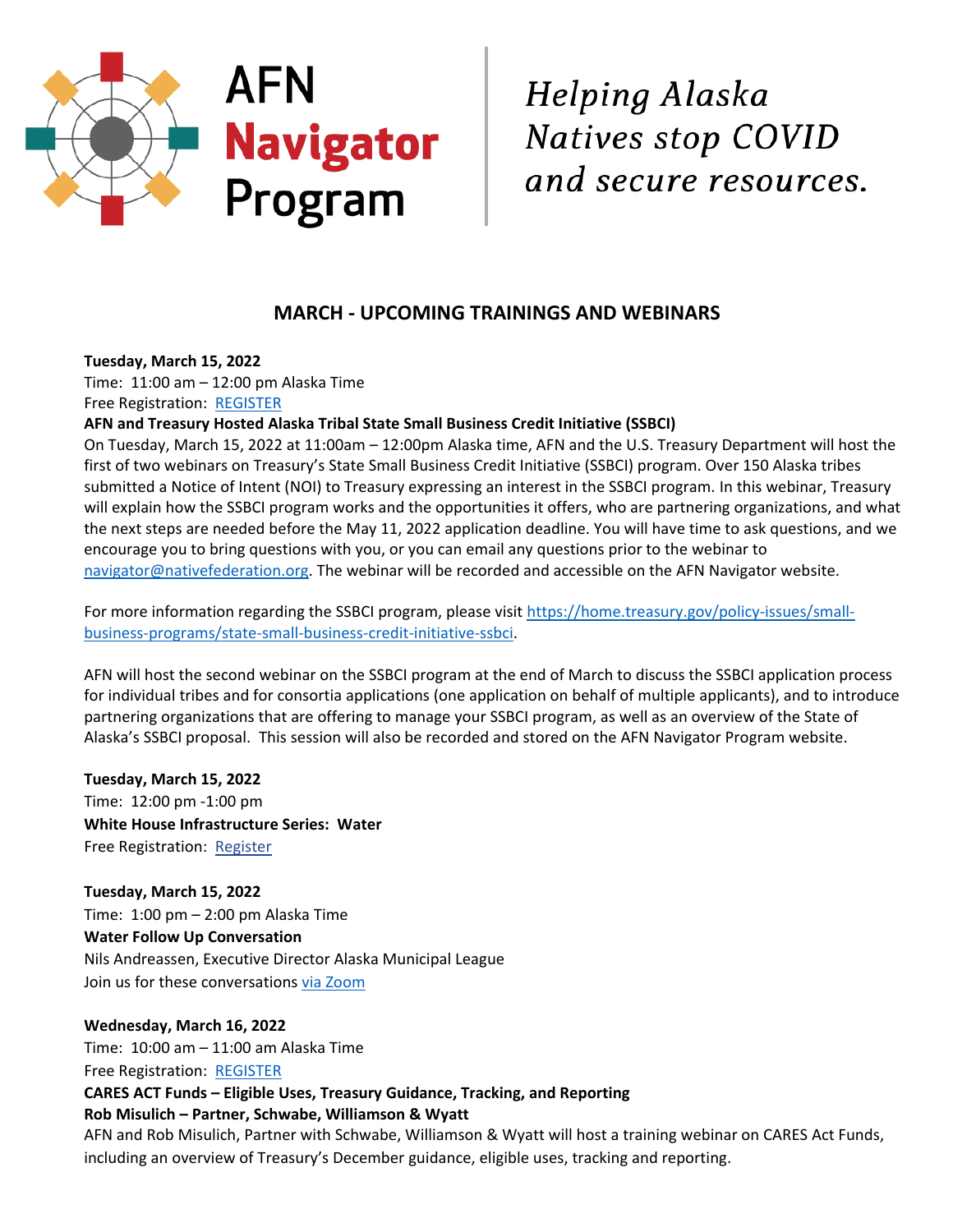# AFN Navigator Program

*Helping Alaska Natives stop COVID and secure resources.*

## MARCH - UPCOMING TRAININGS AND WEBINARS

**Tuesday, March 15, 2022**
Time: 11:00 am – 12:00 pm Alaska Time
Free Registration: REGISTER
**AFN and Treasury Hosted Alaska Tribal State Small Business Credit Initiative (SSBCI)**
On Tuesday, March 15, 2022 at 11:00am – 12:00pm Alaska time, AFN and the U.S. Treasury Department will host the first of two webinars on Treasury's State Small Business Credit Initiative (SSBCI) program. Over 150 Alaska tribes submitted a Notice of Intent (NOI) to Treasury expressing an interest in the SSBCI program. In this webinar, Treasury will explain how the SSBCI program works and the opportunities it offers, who are partnering organizations, and what the next steps are needed before the May 11, 2022 application deadline. You will have time to ask questions, and we encourage you to bring questions with you, or you can email any questions prior to the webinar to navigator@nativefederation.org. The webinar will be recorded and accessible on the AFN Navigator website.

For more information regarding the SSBCI program, please visit https://home.treasury.gov/policy-issues/small-business-programs/state-small-business-credit-initiative-ssbci.

AFN will host the second webinar on the SSBCI program at the end of March to discuss the SSBCI application process for individual tribes and for consortia applications (one application on behalf of multiple applicants), and to introduce partnering organizations that are offering to manage your SSBCI program, as well as an overview of the State of Alaska's SSBCI proposal. This session will also be recorded and stored on the AFN Navigator Program website.

**Tuesday, March 15, 2022**
Time: 12:00 pm -1:00 pm
**White House Infrastructure Series: Water**
Free Registration: Register

**Tuesday, March 15, 2022**
Time: 1:00 pm – 2:00 pm Alaska Time
**Water Follow Up Conversation**
Nils Andreassen, Executive Director Alaska Municipal League
Join us for these conversations via Zoom

**Wednesday, March 16, 2022**
Time: 10:00 am – 11:00 am Alaska Time
Free Registration: REGISTER
**CARES ACT Funds – Eligible Uses, Treasury Guidance, Tracking, and Reporting**
**Rob Misulich – Partner, Schwabe, Williamson & Wyatt**
AFN and Rob Misulich, Partner with Schwabe, Williamson & Wyatt will host a training webinar on CARES Act Funds, including an overview of Treasury's December guidance, eligible uses, tracking and reporting.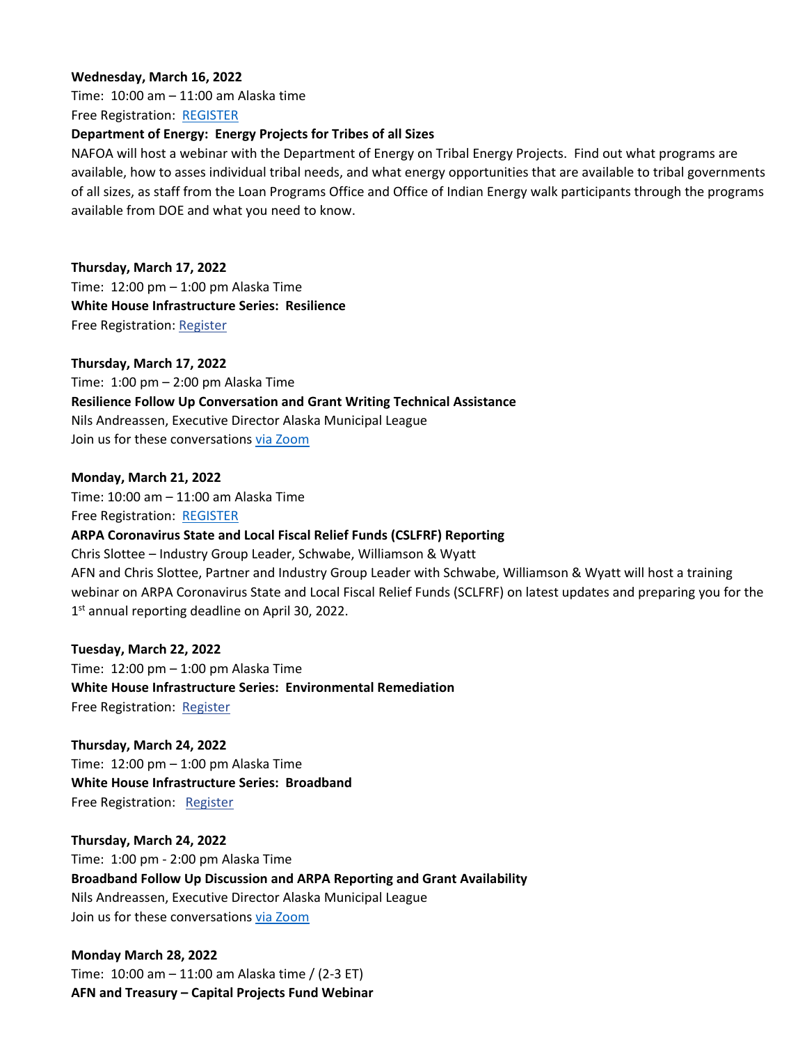**Wednesday, March 16, 2022**
Time: 10:00 am – 11:00 am Alaska time
Free Registration: [REGISTER]
**Department of Energy: Energy Projects for Tribes of all Sizes**
NAFOA will host a webinar with the Department of Energy on Tribal Energy Projects. Find out what programs are available, how to asses individual tribal needs, and what energy opportunities that are available to tribal governments of all sizes, as staff from the Loan Programs Office and Office of Indian Energy walk participants through the programs available from DOE and what you need to know.

**Thursday, March 17, 2022**
Time: 12:00 pm – 1:00 pm Alaska Time
**White House Infrastructure Series: Resilience**
Free Registration: [Register]

**Thursday, March 17, 2022**
Time: 1:00 pm – 2:00 pm Alaska Time
**Resilience Follow Up Conversation and Grant Writing Technical Assistance**
Nils Andreassen, Executive Director Alaska Municipal League
Join us for these conversations [via Zoom]

**Monday, March 21, 2022**
Time: 10:00 am – 11:00 am Alaska Time
Free Registration: [REGISTER]
**ARPA Coronavirus State and Local Fiscal Relief Funds (CSLFRF) Reporting**
Chris Slottee – Industry Group Leader, Schwabe, Williamson & Wyatt
AFN and Chris Slottee, Partner and Industry Group Leader with Schwabe, Williamson & Wyatt will host a training webinar on ARPA Coronavirus State and Local Fiscal Relief Funds (SCLFRF) on latest updates and preparing you for the 1st annual reporting deadline on April 30, 2022.

**Tuesday, March 22, 2022**
Time: 12:00 pm – 1:00 pm Alaska Time
**White House Infrastructure Series: Environmental Remediation**
Free Registration: [Register]

**Thursday, March 24, 2022**
Time: 12:00 pm – 1:00 pm Alaska Time
**White House Infrastructure Series: Broadband**
Free Registration: [Register]

**Thursday, March 24, 2022**
Time: 1:00 pm - 2:00 pm Alaska Time
**Broadband Follow Up Discussion and ARPA Reporting and Grant Availability**
Nils Andreassen, Executive Director Alaska Municipal League
Join us for these conversations [via Zoom]

**Monday March 28, 2022**
Time: 10:00 am – 11:00 am Alaska time / (2-3 ET)
**AFN and Treasury – Capital Projects Fund Webinar**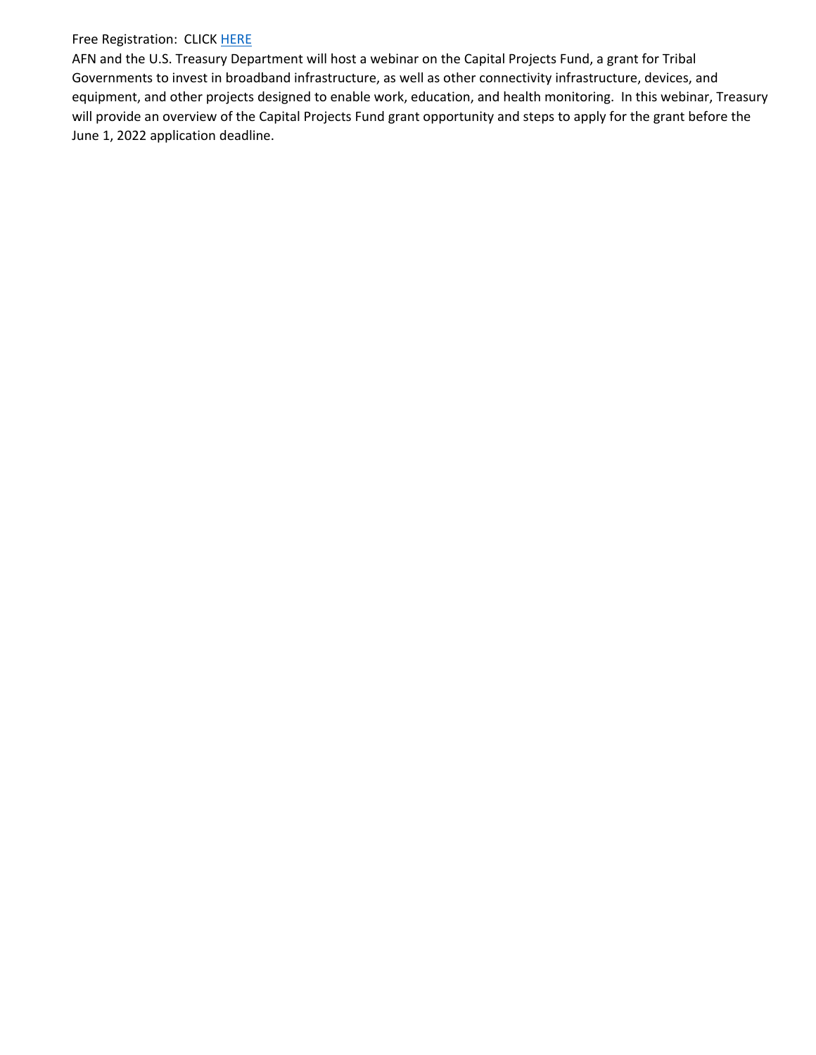Free Registration: CLICK HERE

AFN and the U.S. Treasury Department will host a webinar on the Capital Projects Fund, a grant for Tribal Governments to invest in broadband infrastructure, as well as other connectivity infrastructure, devices, and equipment, and other projects designed to enable work, education, and health monitoring. In this webinar, Treasury will provide an overview of the Capital Projects Fund grant opportunity and steps to apply for the grant before the June 1, 2022 application deadline.